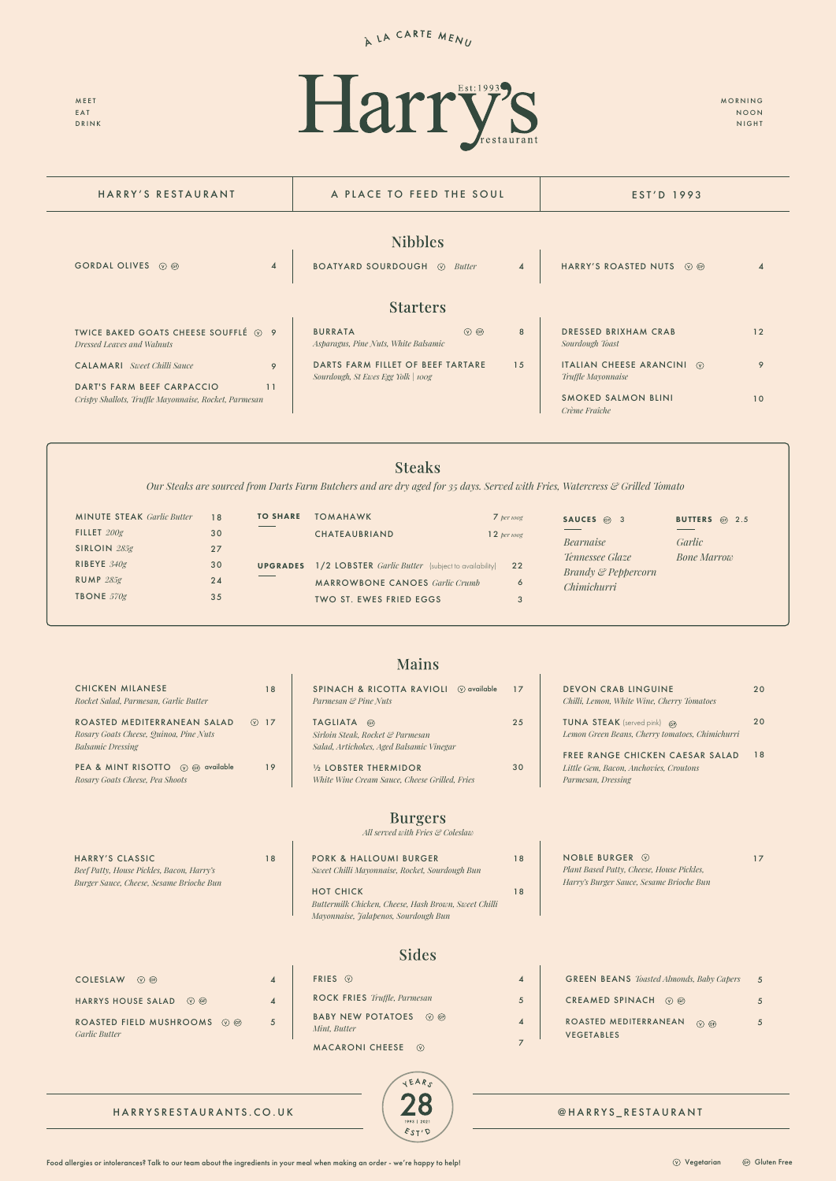À LA CARTE MENU

MEET
EAT
DRINK

# Harry's

Est:1993

restaurant

MORNING
NOON
NIGHT

HARRY'S RESTAURANT | A PLACE TO FEED THE SOUL | EST'D 1993

## Nibbles

GORDAL OLIVES (V) (GF) — 4

BOATYARD SOURDOUGH (V) *Butter* — 4

HARRY'S ROASTED NUTS (V) (GF) — 4

## Starters

TWICE BAKED GOATS CHEESE SOUFFLÉ (V) — 9
*Dressed Leaves and Walnuts*

CALAMARI *Sweet Chilli Sauce* — 9

DART'S FARM BEEF CARPACCIO — 11
*Crispy Shallots, Truffle Mayonnaise, Rocket, Parmesan*

BURRATA (V) (GF) — 8
*Asparagus, Pine Nuts, White Balsamic*

DARTS FARM FILLET OF BEEF TARTARE — 15
*Sourdough, St Ewes Egg Yolk | 100g*

DRESSED BRIXHAM CRAB — 12
*Sourdough Toast*

ITALIAN CHEESE ARANCINI (V) — 9
*Truffle Mayonnaise*

SMOKED SALMON BLINI — 10
*Crème Fraîche*

## Steaks

*Our Steaks are sourced from Darts Farm Butchers and are dry aged for 35 days. Served with Fries, Watercress & Grilled Tomato*

MINUTE STEAK *Garlic Butter* — 18
FILLET *200g* — 30
SIRLOIN *285g* — 27
RIBEYE *340g* — 30
RUMP *285g* — 24
TBONE *570g* — 35

**TO SHARE**

TOMAHAWK — 7 *per 100g*
CHATEAUBRIAND — 12 *per 100g*

**UPGRADES**

1/2 LOBSTER *Garlic Butter* (subject to availability) — 22
MARROWBONE CANOES *Garlic Crumb* — 6
TWO ST. EWES FRIED EGGS — 3

**SAUCES** (GF) 3

*Bearnaise*
*Tennessee Glaze*
*Brandy & Peppercorn*
*Chimichurri*

**BUTTERS** (GF) 2.5

*Garlic*
*Bone Marrow*

## Mains

CHICKEN MILANESE — 18
*Rocket Salad, Parmesan, Garlic Butter*

ROASTED MEDITERRANEAN SALAD (V) — 17
*Rosary Goats Cheese, Quinoa, Pine Nuts Balsamic Dressing*

PEA & MINT RISOTTO (V) (GF) available — 19
*Rosary Goats Cheese, Pea Shoots*

SPINACH & RICOTTA RAVIOLI (V) available — 17
*Parmesan & Pine Nuts*

TAGLIATA (GF) — 25
*Sirloin Steak, Rocket & Parmesan Salad, Artichokes, Aged Balsamic Vinegar*

½ LOBSTER THERMIDOR — 30
*White Wine Cream Sauce, Cheese Grilled, Fries*

DEVON CRAB LINGUINE — 20
*Chilli, Lemon, White Wine, Cherry Tomatoes*

TUNA STEAK (served pink) (GF) — 20
*Lemon Green Beans, Cherry tomatoes, Chimichurri*

FREE RANGE CHICKEN CAESAR SALAD — 18
*Little Gem, Bacon, Anchovies, Croutons Parmesan, Dressing*

## Burgers

*All served with Fries & Coleslaw*

HARRY'S CLASSIC — 18
*Beef Patty, House Pickles, Bacon, Harry's Burger Sauce, Cheese, Sesame Brioche Bun*

PORK & HALLOUMI BURGER — 18
*Sweet Chilli Mayonnaise, Rocket, Sourdough Bun*

HOT CHICK — 18
*Buttermilk Chicken, Cheese, Hash Brown, Sweet Chilli Mayonnaise, Jalapenos, Sourdough Bun*

NOBLE BURGER (V) — 17
*Plant Based Patty, Cheese, House Pickles, Harry's Burger Sauce, Sesame Brioche Bun*

## Sides

COLESLAW (V) (GF) — 4

HARRYS HOUSE SALAD (V) (GF) — 4

ROASTED FIELD MUSHROOMS (V) (GF) — 5
*Garlic Butter*

FRIES (V) — 4

ROCK FRIES *Truffle, Parmesan* — 5

BABY NEW POTATOES (V) (GF) — 4
*Mint, Butter*

MACARONI CHEESE (V) — 7

GREEN BEANS *Toasted Almonds, Baby Capers* — 5

CREAMED SPINACH (V) (GF) — 5

ROASTED MEDITERRANEAN VEGETABLES (V) (GF) — 5

HARRYSRESTAURANTS.CO.UK | YEARS 28 EST'D 1993 | 2021 | @HARRYS_RESTAURANT

Food allergies or intolerances? Talk to our team about the ingredients in your meal when making an order - we're happy to help!

(V) Vegetarian (GF) Gluten Free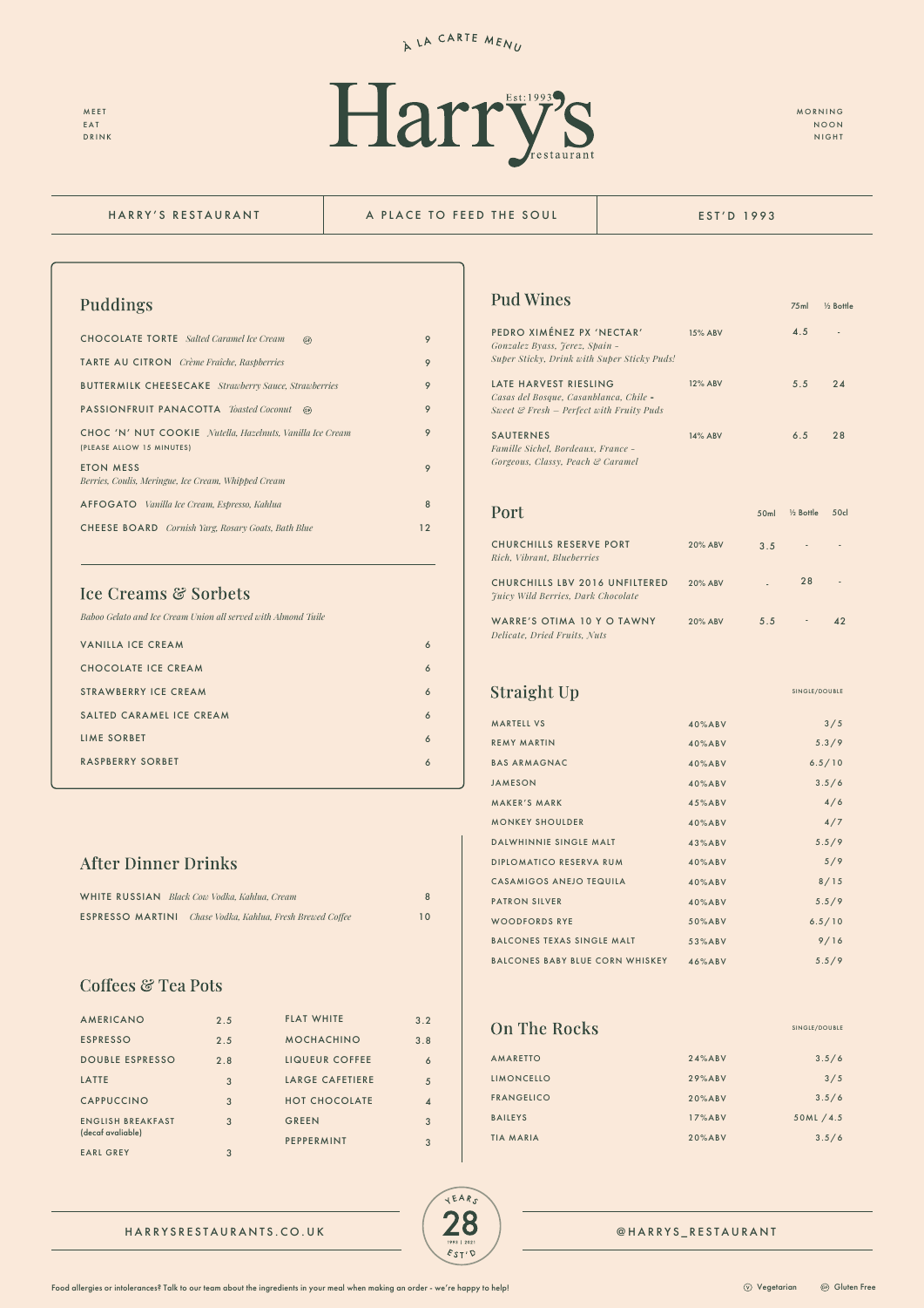À LA CARTE MENU

MEET
EAT
DRINK

# Harry's

Est:1993
restaurant

MORNING
NOON
NIGHT

HARRY'S RESTAURANT | A PLACE TO FEED THE SOUL | EST'D 1993

## Puddings

| | |
|---|---|
| CHOCOLATE TORTE *Salted Caramel Ice Cream* (GF) | 9 |
| TARTE AU CITRON *Crème Fraîche, Raspberries* | 9 |
| BUTTERMILK CHEESECAKE *Strawberry Sauce, Strawberries* | 9 |
| PASSIONFRUIT PANACOTTA *Toasted Coconut* (GF) | 9 |
| CHOC 'N' NUT COOKIE *Nutella, Hazelnuts, Vanilla Ice Cream* (PLEASE ALLOW 15 MINUTES) | 9 |
| ETON MESS *Berries, Coulis, Meringue, Ice Cream, Whipped Cream* | 9 |
| AFFOGATO *Vanilla Ice Cream, Espresso, Kahlua* | 8 |
| CHEESE BOARD *Cornish Yarg, Rosary Goats, Bath Blue* | 12 |

## Ice Creams & Sorbets

*Baboo Gelato and Ice Cream Union all served with Almond Tuile*

| | |
|---|---|
| VANILLA ICE CREAM | 6 |
| CHOCOLATE ICE CREAM | 6 |
| STRAWBERRY ICE CREAM | 6 |
| SALTED CARAMEL ICE CREAM | 6 |
| LIME SORBET | 6 |
| RASPBERRY SORBET | 6 |

## After Dinner Drinks

| | |
|---|---|
| WHITE RUSSIAN *Black Cow Vodka, Kahlua, Cream* | 8 |
| ESPRESSO MARTINI *Chase Vodka, Kahlua, Fresh Brewed Coffee* | 10 |

## Coffees & Tea Pots

| | | | |
|---|---|---|---|
| AMERICANO | 2.5 | FLAT WHITE | 3.2 |
| ESPRESSO | 2.5 | MOCHACHINO | 3.8 |
| DOUBLE ESPRESSO | 2.8 | LIQUEUR COFFEE | 6 |
| LATTE | 3 | LARGE CAFETIERE | 5 |
| CAPPUCCINO | 3 | HOT CHOCOLATE | 4 |
| ENGLISH BREAKFAST (decaf avaliable) | 3 | GREEN | 3 |
| EARL GREY | 3 | PEPPERMINT | 3 |

## Pud Wines

| | | 75ml | ½ Bottle |
|---|---|---|---|
| PEDRO XIMÉNEZ PX 'NECTAR' *Gonzalez Byass, Jerez, Spain – Super Sticky, Drink with Super Sticky Puds!* | 15% ABV | 4.5 | - |
| LATE HARVEST RIESLING *Casas del Bosque, Casanblanca, Chile – Sweet & Fresh – Perfect with Fruity Puds* | 12% ABV | 5.5 | 24 |
| SAUTERNES *Famille Sichel, Bordeaux, France – Gorgeous, Classy, Peach & Caramel* | 14% ABV | 6.5 | 28 |

## Port

| | | 50ml | ½ Bottle | 50cl |
|---|---|---|---|---|
| CHURCHILLS RESERVE PORT *Rich, Vibrant, Blueberries* | 20% ABV | 3.5 | - | - |
| CHURCHILLS LBV 2016 UNFILTERED *Juicy Wild Berries, Dark Chocolate* | 20% ABV | - | 28 | - |
| WARRE'S OTIMA 10 Y O TAWNY *Delicate, Dried Fruits, Nuts* | 20% ABV | 5.5 | - | 42 |

## Straight Up

| | | SINGLE/DOUBLE |
|---|---|---|
| MARTELL VS | 40%ABV | 3/5 |
| REMY MARTIN | 40%ABV | 5.3/9 |
| BAS ARMAGNAC | 40%ABV | 6.5/10 |
| JAMESON | 40%ABV | 3.5/6 |
| MAKER'S MARK | 45%ABV | 4/6 |
| MONKEY SHOULDER | 40%ABV | 4/7 |
| DALWHINNIE SINGLE MALT | 43%ABV | 5.5/9 |
| DIPLOMATICO RESERVA RUM | 40%ABV | 5/9 |
| CASAMIGOS ANEJO TEQUILA | 40%ABV | 8/15 |
| PATRON SILVER | 40%ABV | 5.5/9 |
| WOODFORDS RYE | 50%ABV | 6.5/10 |
| BALCONES TEXAS SINGLE MALT | 53%ABV | 9/16 |
| BALCONES BABY BLUE CORN WHISKEY | 46%ABV | 5.5/9 |

## On The Rocks

| | | SINGLE/DOUBLE |
|---|---|---|
| AMARETTO | 24%ABV | 3.5/6 |
| LIMONCELLO | 29%ABV | 3/5 |
| FRANGELICO | 20%ABV | 3.5/6 |
| BAILEYS | 17%ABV | 50ML /4.5 |
| TIA MARIA | 20%ABV | 3.5/6 |

HARRYSRESTAURANTS.CO.UK

YEARS 28 1993 | 2021 EST'D

@HARRYS_RESTAURANT

Food allergies or intolerances? Talk to our team about the ingredients in your meal when making an order - we're happy to help!

(V) Vegetarian (GF) Gluten Free